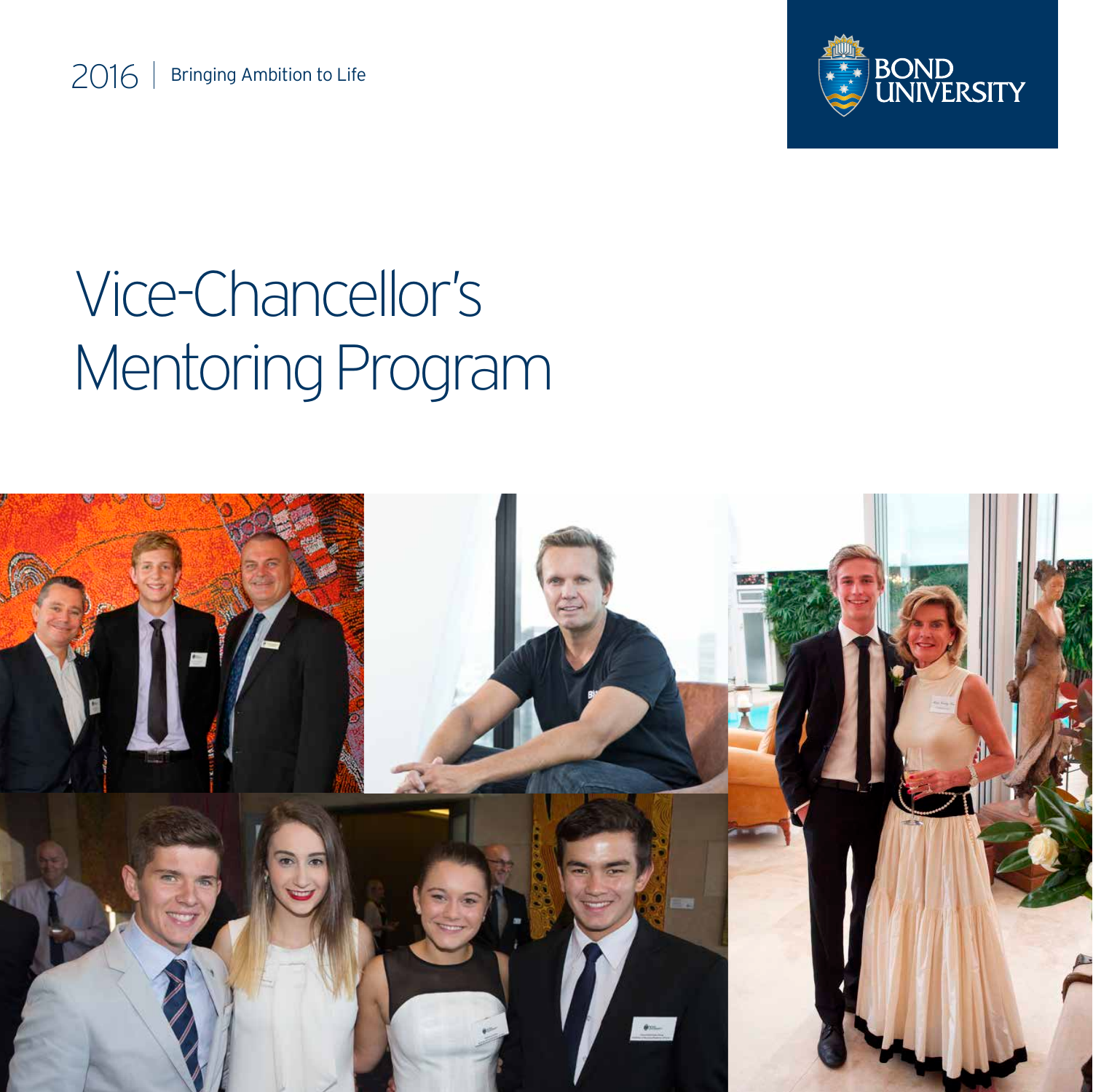2016 | Bringing Ambition to Life

BOND UNIVERSITY

# Vice-Chancellor's Mentoring Program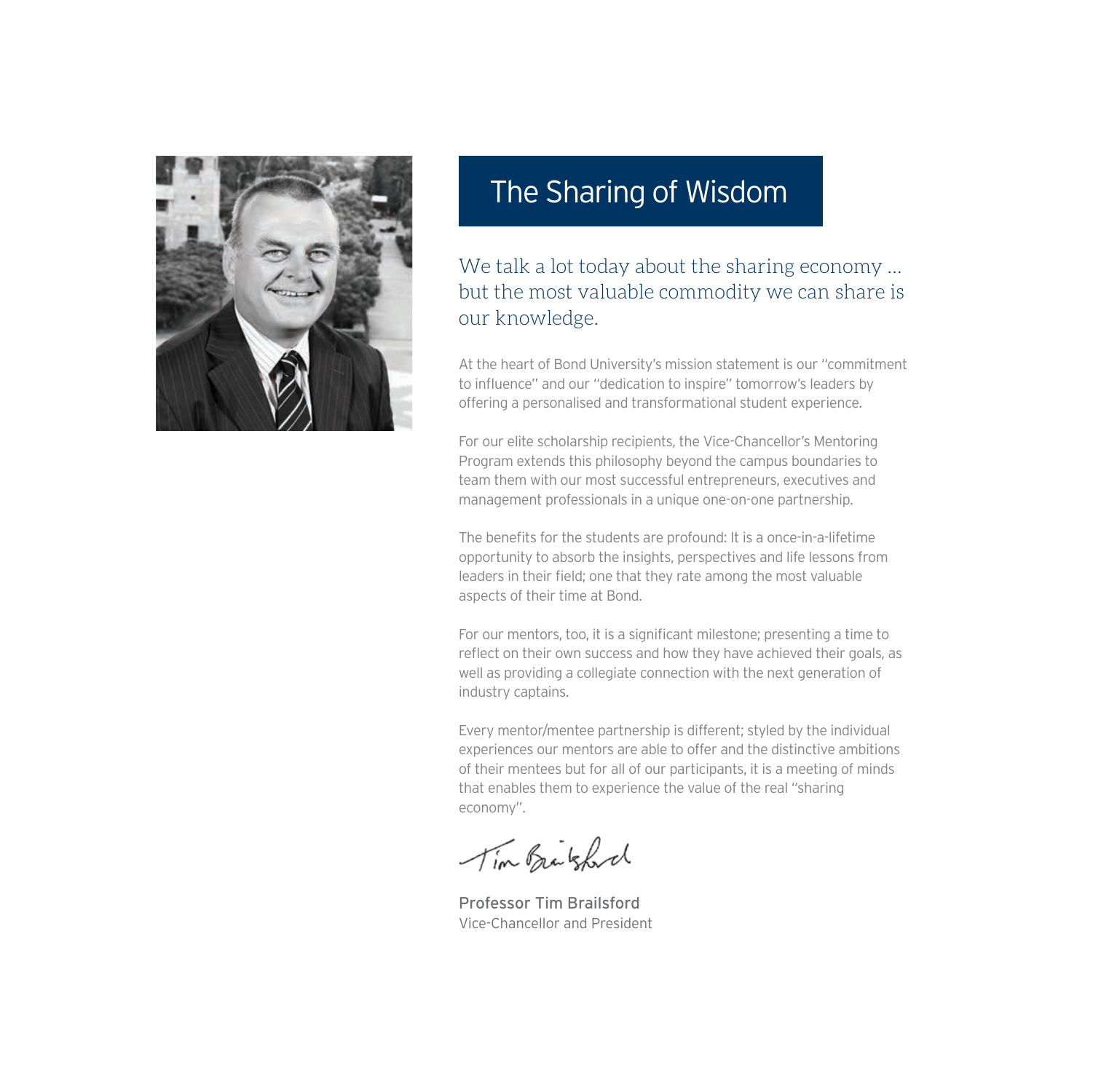# The Sharing of Wisdom

*We talk a lot today about the sharing economy … but the most valuable commodity we can share is our knowledge.*

At the heart of Bond University's mission statement is our "commitment to influence" and our "dedication to inspire" tomorrow's leaders by offering a personalised and transformational student experience.

For our elite scholarship recipients, the Vice-Chancellor's Mentoring Program extends this philosophy beyond the campus boundaries to team them with our most successful entrepreneurs, executives and management professionals in a unique one-on-one partnership.

The benefits for the students are profound: It is a once-in-a-lifetime opportunity to absorb the insights, perspectives and life lessons from leaders in their field; one that they rate among the most valuable aspects of their time at Bond.

For our mentors, too, it is a significant milestone; presenting a time to reflect on their own success and how they have achieved their goals, as well as providing a collegiate connection with the next generation of industry captains.

Every mentor/mentee partnership is different; styled by the individual experiences our mentors are able to offer and the distinctive ambitions of their mentees but for all of our participants, it is a meeting of minds that enables them to experience the value of the real "sharing economy".

Tim Brailsford

**Professor Tim Brailsford**
Vice-Chancellor and President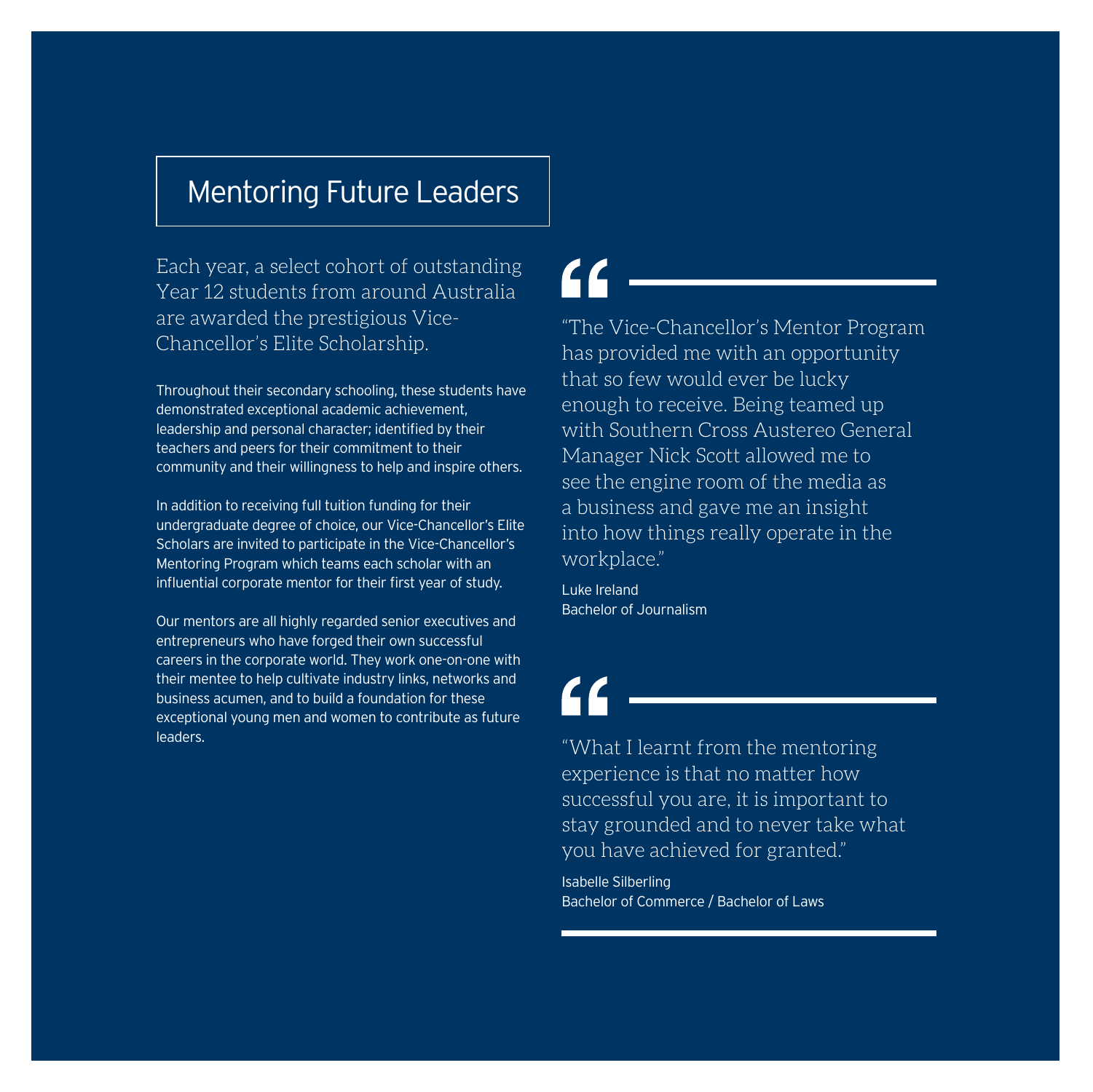# Mentoring Future Leaders

Each year, a select cohort of outstanding Year 12 students from around Australia are awarded the prestigious Vice-Chancellor's Elite Scholarship.

Throughout their secondary schooling, these students have demonstrated exceptional academic achievement, leadership and personal character; identified by their teachers and peers for their commitment to their community and their willingness to help and inspire others.

In addition to receiving full tuition funding for their undergraduate degree of choice, our Vice-Chancellor's Elite Scholars are invited to participate in the Vice-Chancellor's Mentoring Program which teams each scholar with an influential corporate mentor for their first year of study.

Our mentors are all highly regarded senior executives and entrepreneurs who have forged their own successful careers in the corporate world. They work one-on-one with their mentee to help cultivate industry links, networks and business acumen, and to build a foundation for these exceptional young men and women to contribute as future leaders.

> "The Vice-Chancellor's Mentor Program has provided me with an opportunity that so few would ever be lucky enough to receive. Being teamed up with Southern Cross Austereo General Manager Nick Scott allowed me to see the engine room of the media as a business and gave me an insight into how things really operate in the workplace."

Luke Ireland
Bachelor of Journalism

> "What I learnt from the mentoring experience is that no matter how successful you are, it is important to stay grounded and to never take what you have achieved for granted."

Isabelle Silberling
Bachelor of Commerce / Bachelor of Laws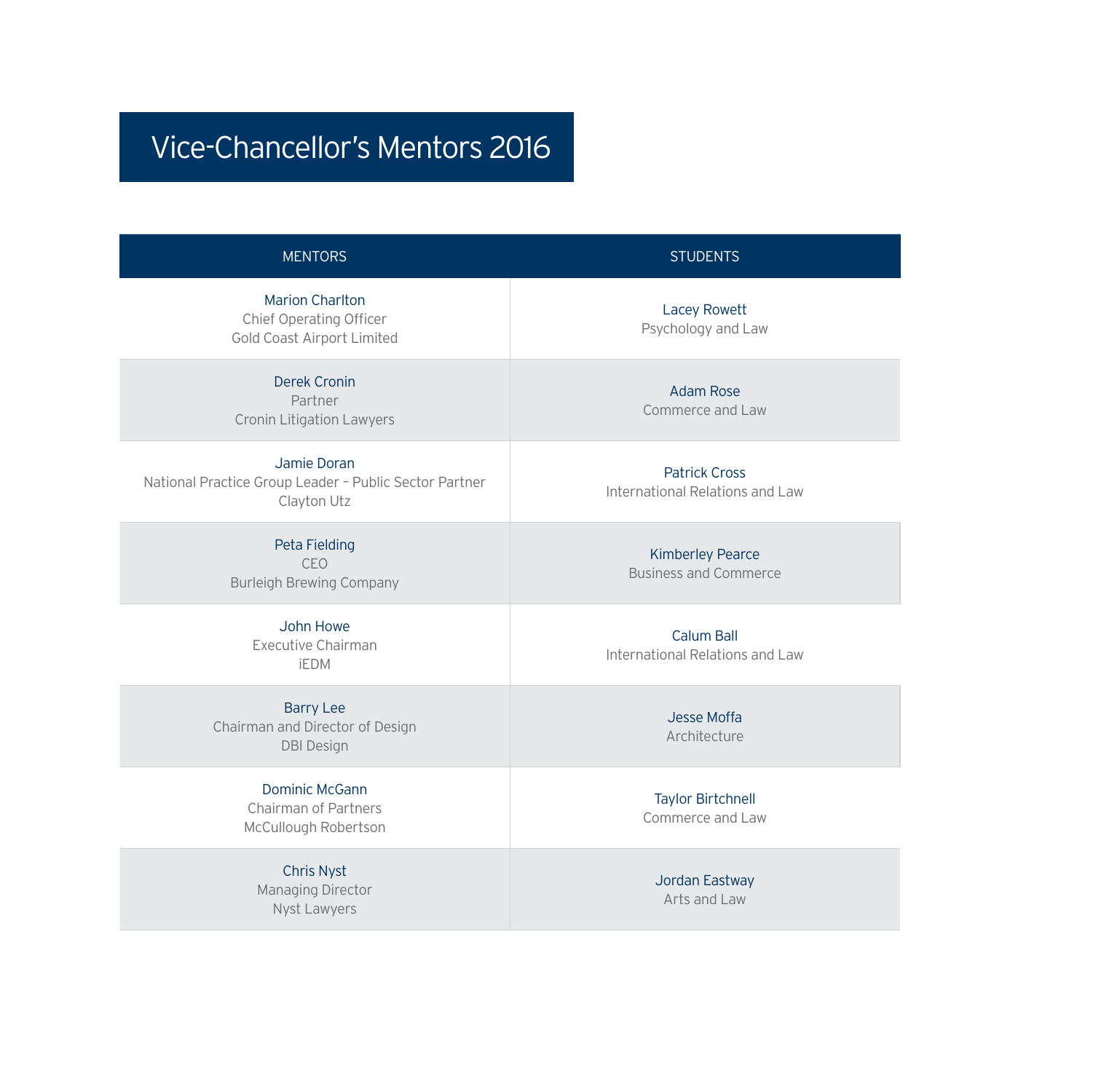# Vice-Chancellor’s Mentors 2016

| MENTORS | STUDENTS |
|---|---|
| Marion Charlton<br>Chief Operating Officer<br>Gold Coast Airport Limited | Lacey Rowett<br>Psychology and Law |
| Derek Cronin<br>Partner<br>Cronin Litigation Lawyers | Adam Rose<br>Commerce and Law |
| Jamie Doran<br>National Practice Group Leader – Public Sector Partner<br>Clayton Utz | Patrick Cross<br>International Relations and Law |
| Peta Fielding<br>CEO<br>Burleigh Brewing Company | Kimberley Pearce<br>Business and Commerce |
| John Howe<br>Executive Chairman<br>iEDM | Calum Ball<br>International Relations and Law |
| Barry Lee<br>Chairman and Director of Design<br>DBI Design | Jesse Moffa<br>Architecture |
| Dominic McGann<br>Chairman of Partners<br>McCullough Robertson | Taylor Birtchnell<br>Commerce and Law |
| Chris Nyst<br>Managing Director<br>Nyst Lawyers | Jordan Eastway<br>Arts and Law |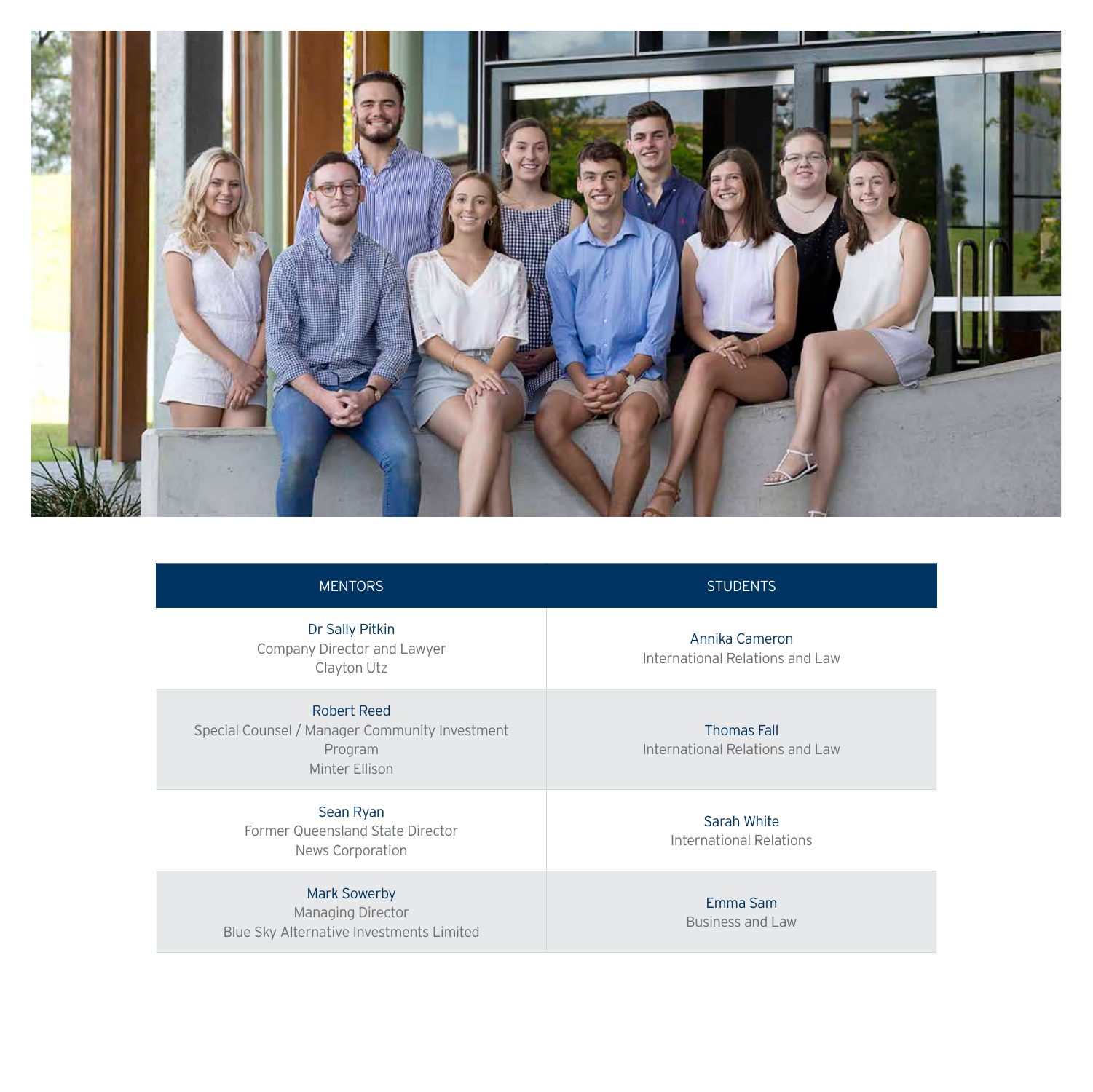| MENTORS | STUDENTS |
|---|---|
| Dr Sally Pitkin<br>Company Director and Lawyer<br>Clayton Utz | Annika Cameron<br>International Relations and Law |
| Robert Reed<br>Special Counsel / Manager Community Investment Program<br>Minter Ellison | Thomas Fall<br>International Relations and Law |
| Sean Ryan<br>Former Queensland State Director<br>News Corporation | Sarah White<br>International Relations |
| Mark Sowerby<br>Managing Director<br>Blue Sky Alternative Investments Limited | Emma Sam<br>Business and Law |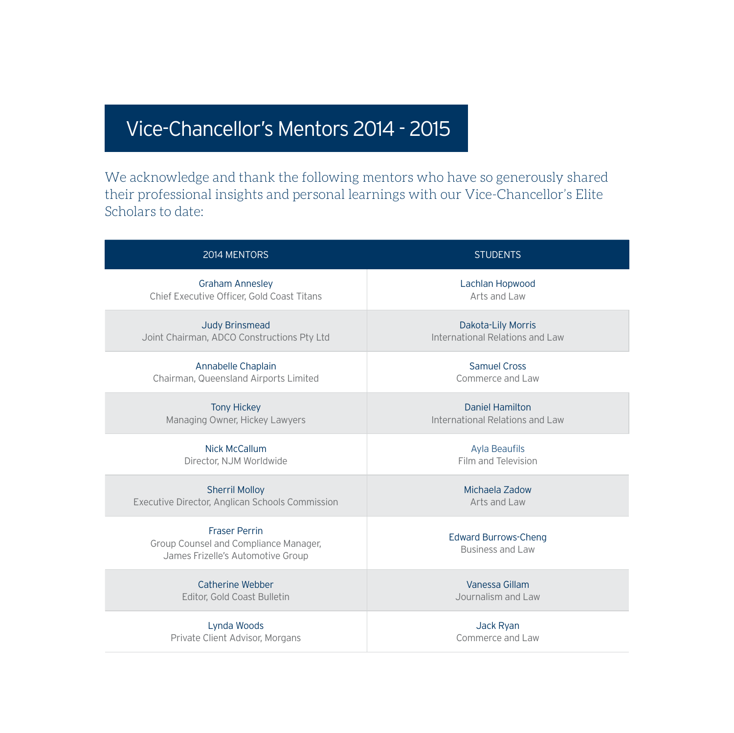# Vice-Chancellor's Mentors 2014 - 2015

We acknowledge and thank the following mentors who have so generously shared their professional insights and personal learnings with our Vice-Chancellor's Elite Scholars to date:

| 2014 MENTORS | STUDENTS |
| --- | --- |
| Graham Annesley<br>Chief Executive Officer, Gold Coast Titans | Lachlan Hopwood<br>Arts and Law |
| Judy Brinsmead<br>Joint Chairman, ADCO Constructions Pty Ltd | Dakota-Lily Morris<br>International Relations and Law |
| Annabelle Chaplain<br>Chairman, Queensland Airports Limited | Samuel Cross<br>Commerce and Law |
| Tony Hickey<br>Managing Owner, Hickey Lawyers | Daniel Hamilton<br>International Relations and Law |
| Nick McCallum<br>Director, NJM Worldwide | Ayla Beaufils<br>Film and Television |
| Sherril Molloy<br>Executive Director, Anglican Schools Commission | Michaela Zadow<br>Arts and Law |
| Fraser Perrin<br>Group Counsel and Compliance Manager, James Frizelle's Automotive Group | Edward Burrows-Cheng<br>Business and Law |
| Catherine Webber<br>Editor, Gold Coast Bulletin | Vanessa Gillam<br>Journalism and Law |
| Lynda Woods<br>Private Client Advisor, Morgans | Jack Ryan<br>Commerce and Law |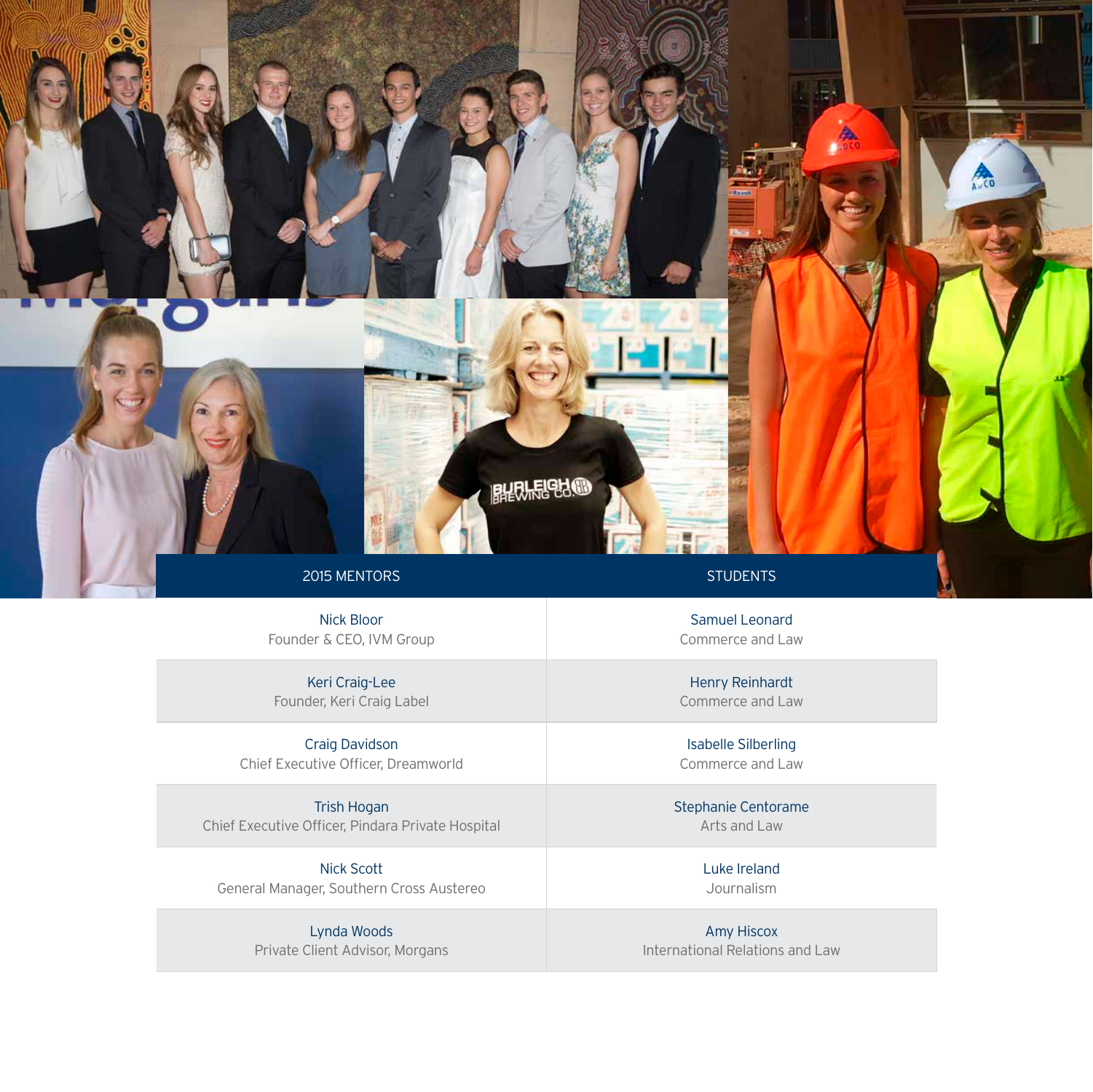| 2015 MENTORS | STUDENTS |
| --- | --- |
| Nick Bloor<br>Founder & CEO, IVM Group | Samuel Leonard<br>Commerce and Law |
| Keri Craig-Lee<br>Founder, Keri Craig Label | Henry Reinhardt<br>Commerce and Law |
| Craig Davidson<br>Chief Executive Officer, Dreamworld | Isabelle Silberling<br>Commerce and Law |
| Trish Hogan<br>Chief Executive Officer, Pindara Private Hospital | Stephanie Centorame<br>Arts and Law |
| Nick Scott<br>General Manager, Southern Cross Austereo | Luke Ireland<br>Journalism |
| Lynda Woods<br>Private Client Advisor, Morgans | Amy Hiscox<br>International Relations and Law |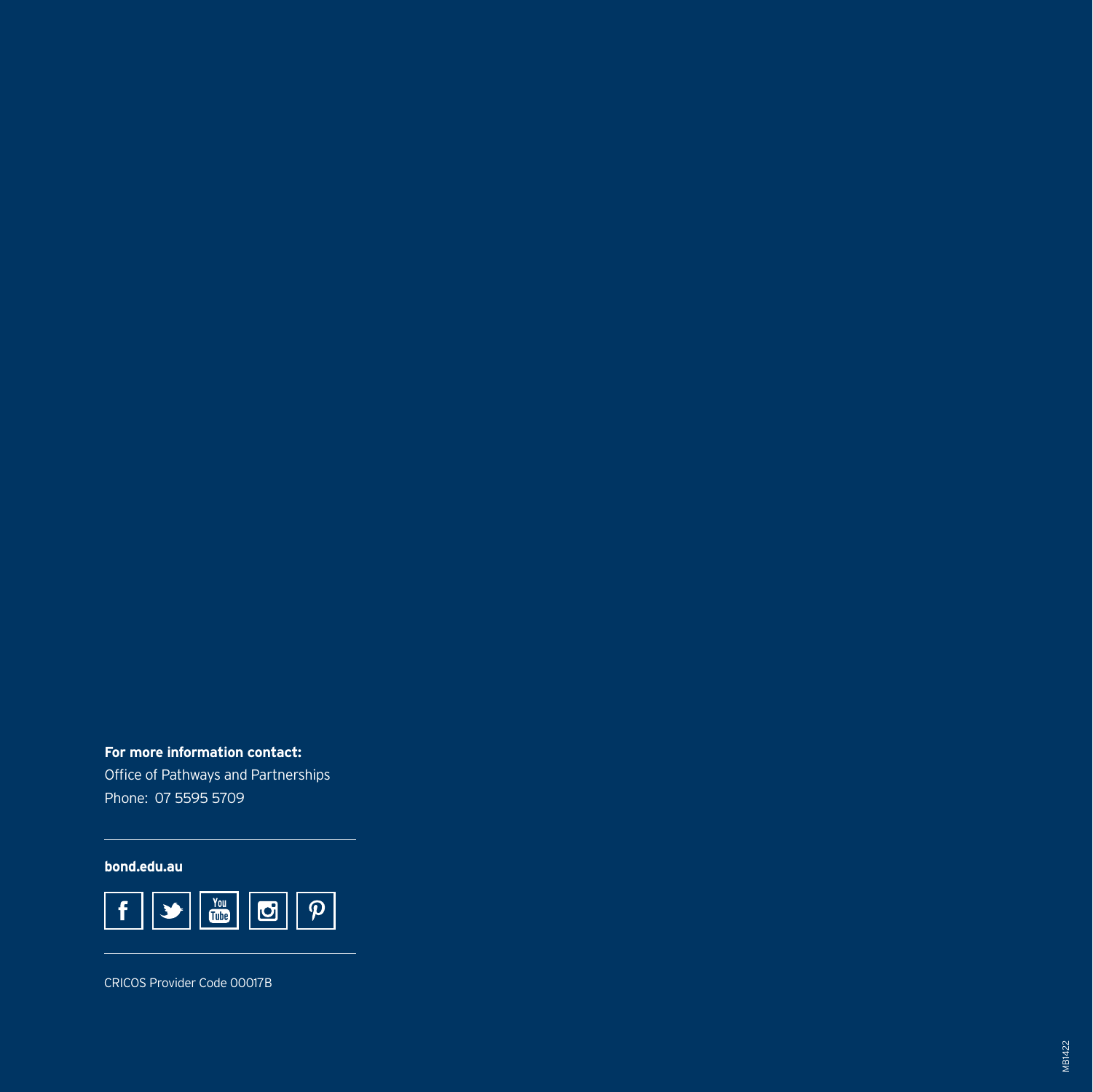**For more information contact:**
Office of Pathways and Partnerships
Phone: 07 5595 5709

---

**bond.edu.au**

---

CRICOS Provider Code 00017B

MB1422